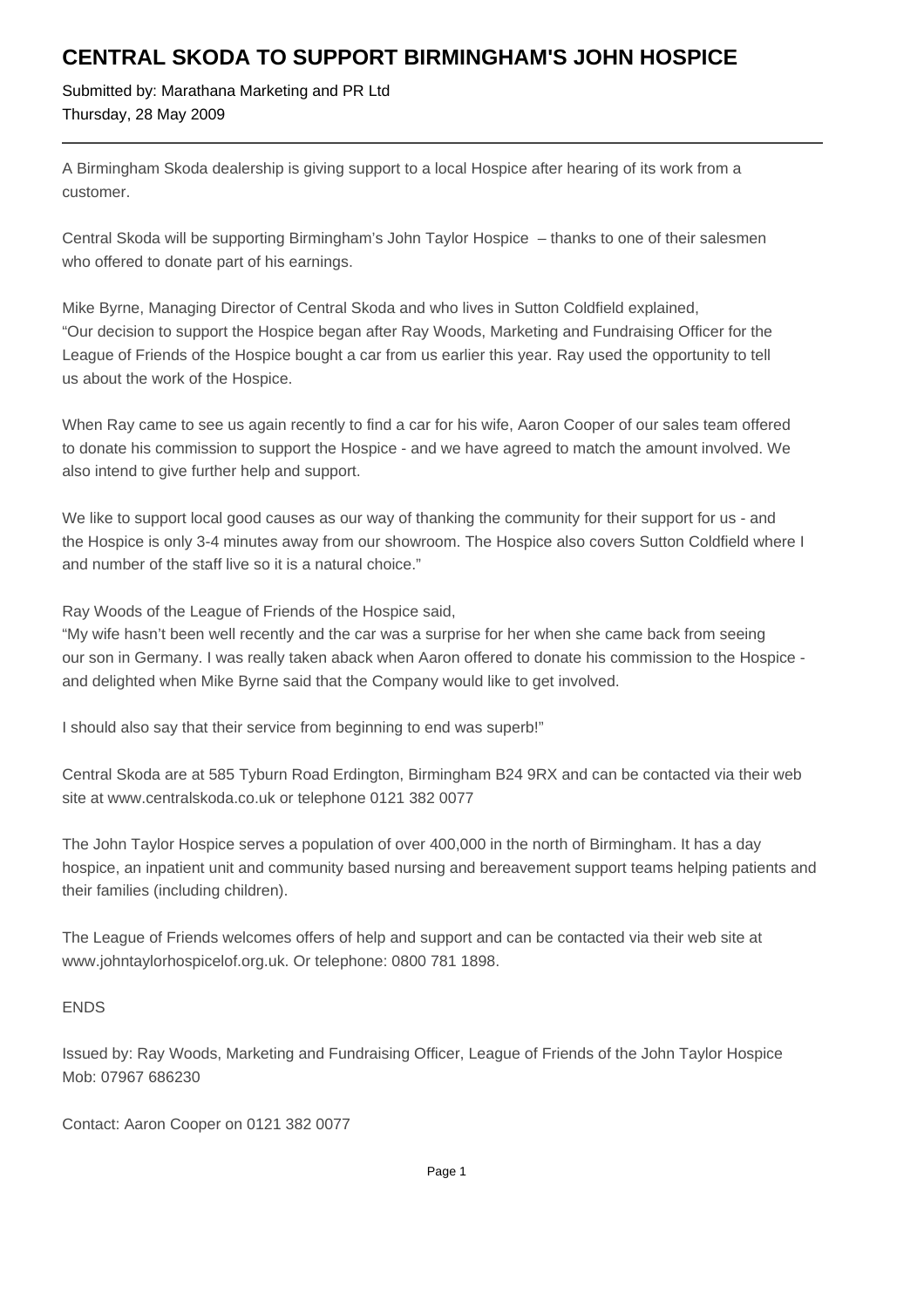# CENTRAL SKODA TO SUPPORT BIRMINGHAM'S JOHN HOSPICE

Submitted by: Marathana Marketing and PR Ltd
Thursday, 28 May 2009

---

A Birmingham Skoda dealership is giving support to a local Hospice after hearing of its work from a customer.

Central Skoda will be supporting Birmingham's John Taylor Hospice – thanks to one of their salesmen who offered to donate part of his earnings.

Mike Byrne, Managing Director of Central Skoda and who lives in Sutton Coldfield explained, "Our decision to support the Hospice began after Ray Woods, Marketing and Fundraising Officer for the League of Friends of the Hospice bought a car from us earlier this year. Ray used the opportunity to tell us about the work of the Hospice.

When Ray came to see us again recently to find a car for his wife, Aaron Cooper of our sales team offered to donate his commission to support the Hospice - and we have agreed to match the amount involved. We also intend to give further help and support.

We like to support local good causes as our way of thanking the community for their support for us - and the Hospice is only 3-4 minutes away from our showroom. The Hospice also covers Sutton Coldfield where I and number of the staff live so it is a natural choice."

Ray Woods of the League of Friends of the Hospice said,
"My wife hasn't been well recently and the car was a surprise for her when she came back from seeing our son in Germany. I was really taken aback when Aaron offered to donate his commission to the Hospice - and delighted when Mike Byrne said that the Company would like to get involved.

I should also say that their service from beginning to end was superb!"

Central Skoda are at 585 Tyburn Road Erdington, Birmingham B24 9RX and can be contacted via their web site at www.centralskoda.co.uk or telephone 0121 382 0077

The John Taylor Hospice serves a population of over 400,000 in the north of Birmingham. It has a day hospice, an inpatient unit and community based nursing and bereavement support teams helping patients and their families (including children).

The League of Friends welcomes offers of help and support and can be contacted via their web site at www.johntaylorhospicelof.org.uk. Or telephone: 0800 781 1898.

ENDS

Issued by: Ray Woods, Marketing and Fundraising Officer, League of Friends of the John Taylor Hospice
Mob: 07967 686230

Contact: Aaron Cooper on 0121 382 0077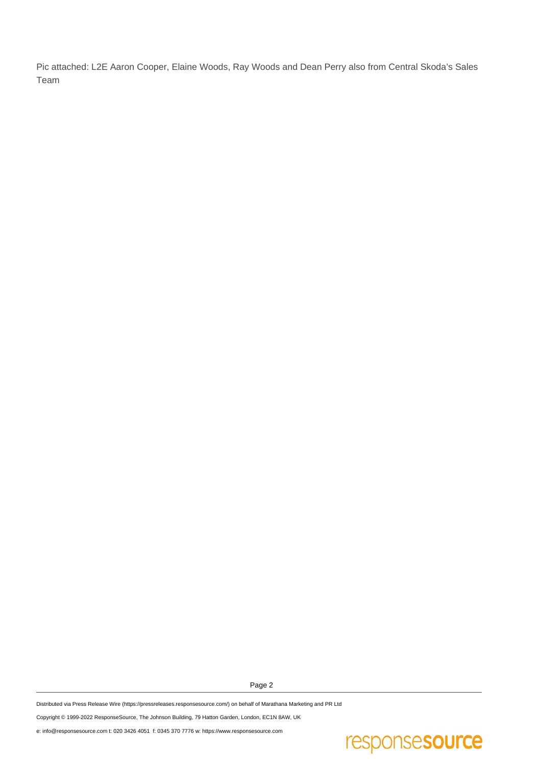Pic attached: L2E Aaron Cooper, Elaine Woods, Ray Woods and Dean Perry also from Central Skoda's Sales Team